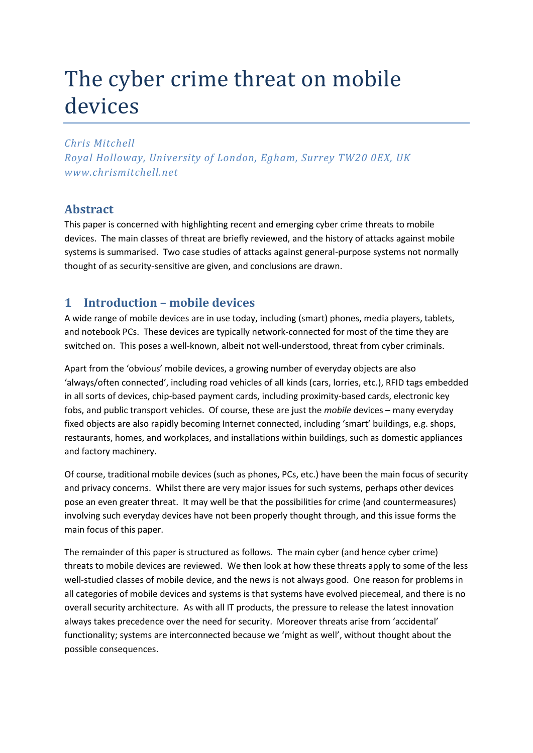# The cyber crime threat on mobile devices

*Chris Mitchell*
*Royal Holloway, University of London, Egham, Surrey TW20 0EX, UK*
*www.chrismitchell.net*

## Abstract

This paper is concerned with highlighting recent and emerging cyber crime threats to mobile devices. The main classes of threat are briefly reviewed, and the history of attacks against mobile systems is summarised. Two case studies of attacks against general-purpose systems not normally thought of as security-sensitive are given, and conclusions are drawn.

## 1 Introduction – mobile devices

A wide range of mobile devices are in use today, including (smart) phones, media players, tablets, and notebook PCs. These devices are typically network-connected for most of the time they are switched on. This poses a well-known, albeit not well-understood, threat from cyber criminals.

Apart from the 'obvious' mobile devices, a growing number of everyday objects are also 'always/often connected', including road vehicles of all kinds (cars, lorries, etc.), RFID tags embedded in all sorts of devices, chip-based payment cards, including proximity-based cards, electronic key fobs, and public transport vehicles. Of course, these are just the *mobile* devices – many everyday fixed objects are also rapidly becoming Internet connected, including 'smart' buildings, e.g. shops, restaurants, homes, and workplaces, and installations within buildings, such as domestic appliances and factory machinery.

Of course, traditional mobile devices (such as phones, PCs, etc.) have been the main focus of security and privacy concerns. Whilst there are very major issues for such systems, perhaps other devices pose an even greater threat. It may well be that the possibilities for crime (and countermeasures) involving such everyday devices have not been properly thought through, and this issue forms the main focus of this paper.

The remainder of this paper is structured as follows. The main cyber (and hence cyber crime) threats to mobile devices are reviewed. We then look at how these threats apply to some of the less well-studied classes of mobile device, and the news is not always good. One reason for problems in all categories of mobile devices and systems is that systems have evolved piecemeal, and there is no overall security architecture. As with all IT products, the pressure to release the latest innovation always takes precedence over the need for security. Moreover threats arise from 'accidental' functionality; systems are interconnected because we 'might as well', without thought about the possible consequences.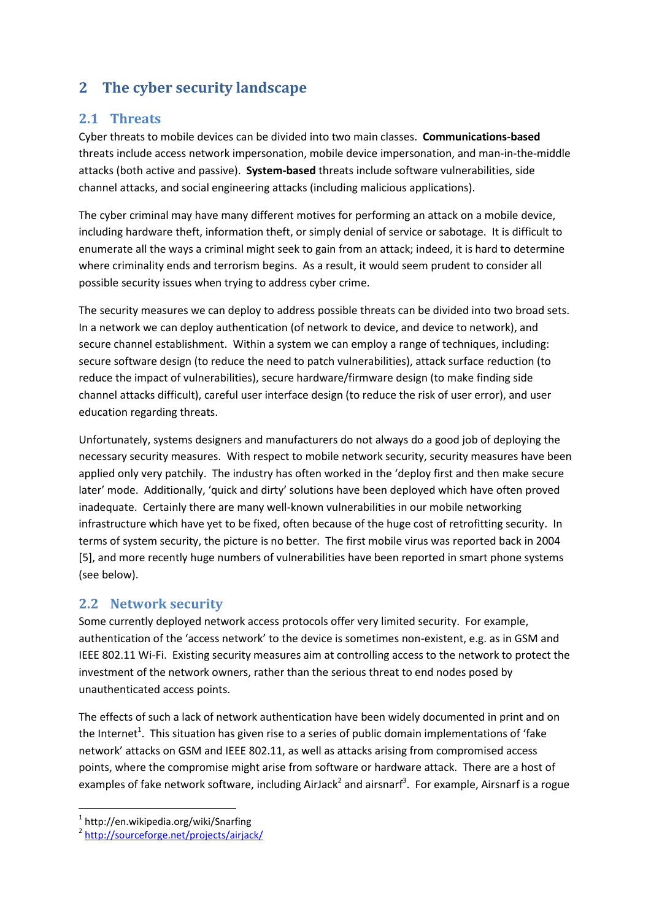# 2 The cyber security landscape

## 2.1 Threats

Cyber threats to mobile devices can be divided into two main classes. **Communications-based** threats include access network impersonation, mobile device impersonation, and man-in-the-middle attacks (both active and passive). **System-based** threats include software vulnerabilities, side channel attacks, and social engineering attacks (including malicious applications).

The cyber criminal may have many different motives for performing an attack on a mobile device, including hardware theft, information theft, or simply denial of service or sabotage. It is difficult to enumerate all the ways a criminal might seek to gain from an attack; indeed, it is hard to determine where criminality ends and terrorism begins. As a result, it would seem prudent to consider all possible security issues when trying to address cyber crime.

The security measures we can deploy to address possible threats can be divided into two broad sets. In a network we can deploy authentication (of network to device, and device to network), and secure channel establishment. Within a system we can employ a range of techniques, including: secure software design (to reduce the need to patch vulnerabilities), attack surface reduction (to reduce the impact of vulnerabilities), secure hardware/firmware design (to make finding side channel attacks difficult), careful user interface design (to reduce the risk of user error), and user education regarding threats.

Unfortunately, systems designers and manufacturers do not always do a good job of deploying the necessary security measures. With respect to mobile network security, security measures have been applied only very patchily. The industry has often worked in the 'deploy first and then make secure later' mode. Additionally, 'quick and dirty' solutions have been deployed which have often proved inadequate. Certainly there are many well-known vulnerabilities in our mobile networking infrastructure which have yet to be fixed, often because of the huge cost of retrofitting security. In terms of system security, the picture is no better. The first mobile virus was reported back in 2004 [5], and more recently huge numbers of vulnerabilities have been reported in smart phone systems (see below).

## 2.2 Network security

Some currently deployed network access protocols offer very limited security. For example, authentication of the 'access network' to the device is sometimes non-existent, e.g. as in GSM and IEEE 802.11 Wi-Fi. Existing security measures aim at controlling access to the network to protect the investment of the network owners, rather than the serious threat to end nodes posed by unauthenticated access points.

The effects of such a lack of network authentication have been widely documented in print and on the Internet[1]. This situation has given rise to a series of public domain implementations of 'fake network' attacks on GSM and IEEE 802.11, as well as attacks arising from compromised access points, where the compromise might arise from software or hardware attack. There are a host of examples of fake network software, including AirJack[2] and airsnarf[3]. For example, Airsnarf is a rogue

---

[1] http://en.wikipedia.org/wiki/Snarfing

[2] http://sourceforge.net/projects/airjack/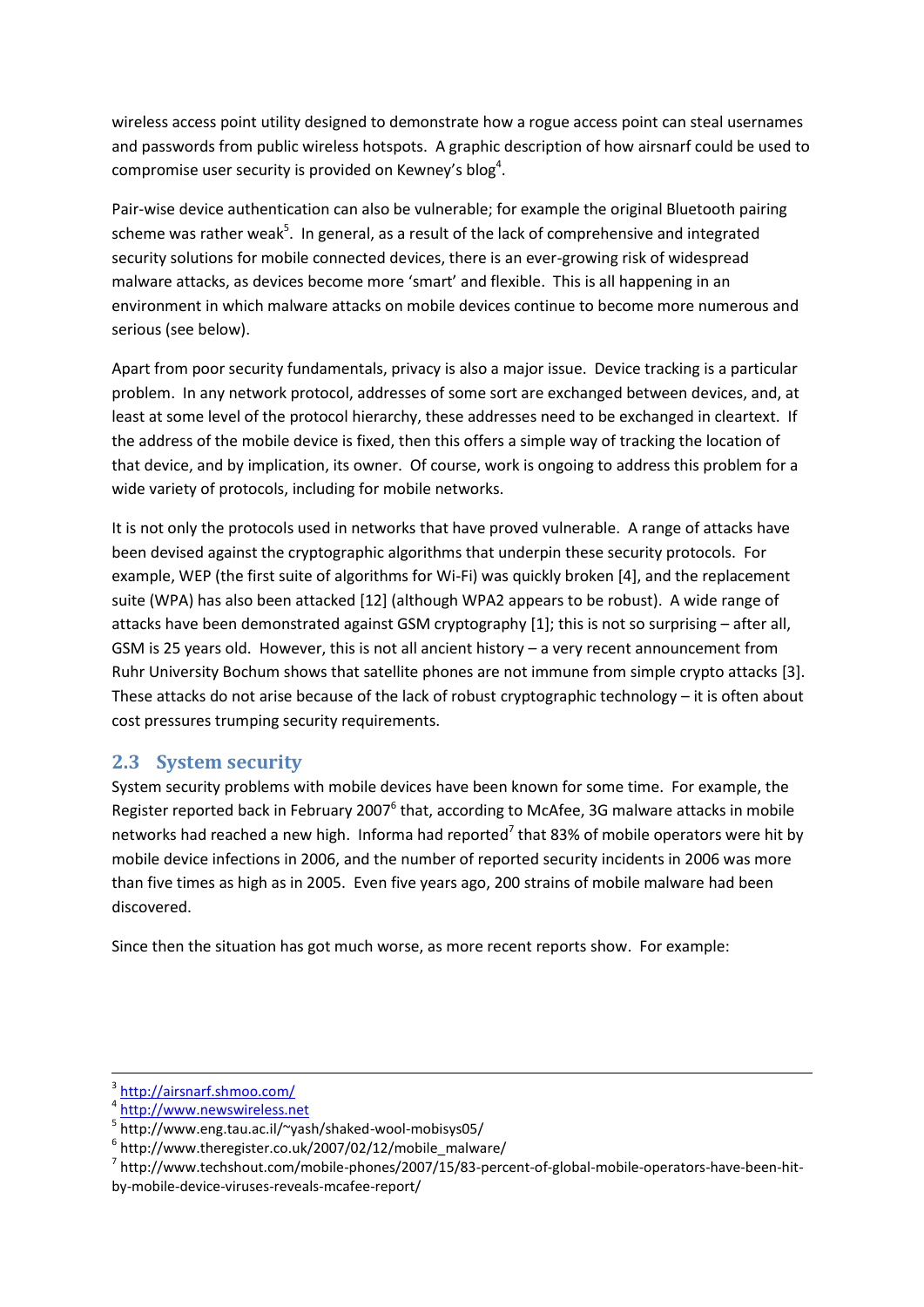wireless access point utility designed to demonstrate how a rogue access point can steal usernames and passwords from public wireless hotspots. A graphic description of how airsnarf could be used to compromise user security is provided on Kewney's blog[4].

Pair-wise device authentication can also be vulnerable; for example the original Bluetooth pairing scheme was rather weak[5]. In general, as a result of the lack of comprehensive and integrated security solutions for mobile connected devices, there is an ever-growing risk of widespread malware attacks, as devices become more 'smart' and flexible. This is all happening in an environment in which malware attacks on mobile devices continue to become more numerous and serious (see below).

Apart from poor security fundamentals, privacy is also a major issue. Device tracking is a particular problem. In any network protocol, addresses of some sort are exchanged between devices, and, at least at some level of the protocol hierarchy, these addresses need to be exchanged in cleartext. If the address of the mobile device is fixed, then this offers a simple way of tracking the location of that device, and by implication, its owner. Of course, work is ongoing to address this problem for a wide variety of protocols, including for mobile networks.

It is not only the protocols used in networks that have proved vulnerable. A range of attacks have been devised against the cryptographic algorithms that underpin these security protocols. For example, WEP (the first suite of algorithms for Wi-Fi) was quickly broken [4], and the replacement suite (WPA) has also been attacked [12] (although WPA2 appears to be robust). A wide range of attacks have been demonstrated against GSM cryptography [1]; this is not so surprising – after all, GSM is 25 years old. However, this is not all ancient history – a very recent announcement from Ruhr University Bochum shows that satellite phones are not immune from simple crypto attacks [3]. These attacks do not arise because of the lack of robust cryptographic technology – it is often about cost pressures trumping security requirements.

## 2.3 System security

System security problems with mobile devices have been known for some time. For example, the Register reported back in February 2007[6] that, according to McAfee, 3G malware attacks in mobile networks had reached a new high. Informa had reported[7] that 83% of mobile operators were hit by mobile device infections in 2006, and the number of reported security incidents in 2006 was more than five times as high as in 2005. Even five years ago, 200 strains of mobile malware had been discovered.

Since then the situation has got much worse, as more recent reports show. For example:

---

[3] http://airsnarf.shmoo.com/

[4] http://www.newswireless.net

[5] http://www.eng.tau.ac.il/~yash/shaked-wool-mobisys05/

[6] http://www.theregister.co.uk/2007/02/12/mobile_malware/

[7] http://www.techshout.com/mobile-phones/2007/15/83-percent-of-global-mobile-operators-have-been-hit-by-mobile-device-viruses-reveals-mcafee-report/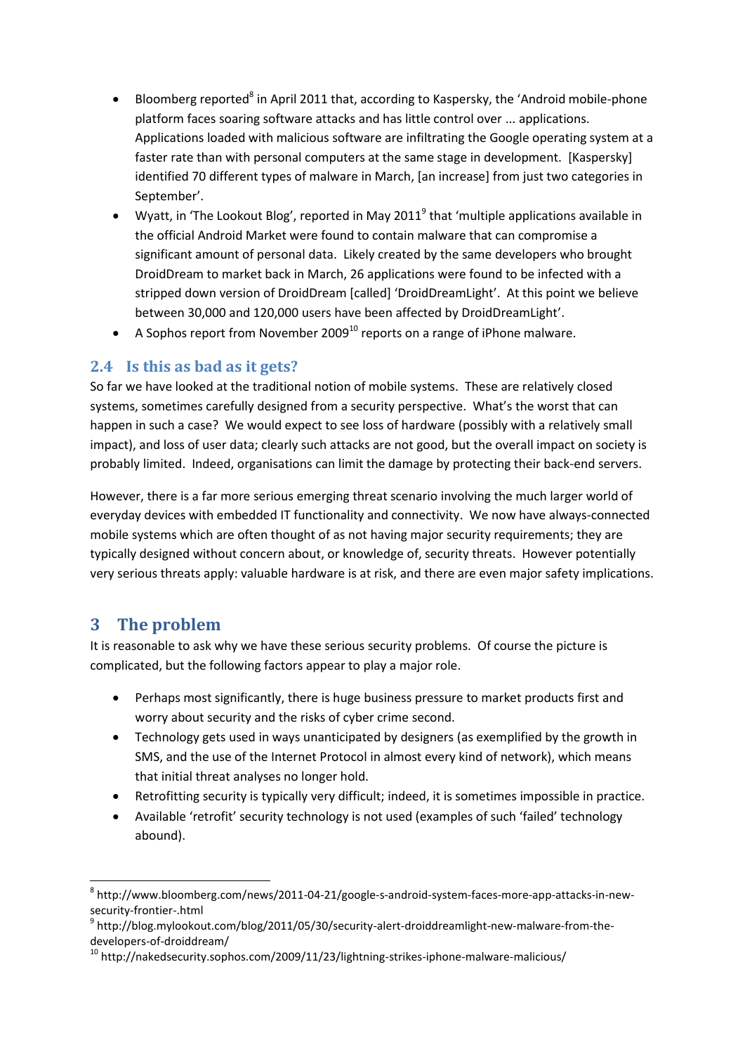- Bloomberg reported[8] in April 2011 that, according to Kaspersky, the 'Android mobile-phone platform faces soaring software attacks and has little control over ... applications. Applications loaded with malicious software are infiltrating the Google operating system at a faster rate than with personal computers at the same stage in development. [Kaspersky] identified 70 different types of malware in March, [an increase] from just two categories in September'.
- Wyatt, in 'The Lookout Blog', reported in May 2011[9] that 'multiple applications available in the official Android Market were found to contain malware that can compromise a significant amount of personal data. Likely created by the same developers who brought DroidDream to market back in March, 26 applications were found to be infected with a stripped down version of DroidDream [called] 'DroidDreamLight'. At this point we believe between 30,000 and 120,000 users have been affected by DroidDreamLight'.
- A Sophos report from November 2009[10] reports on a range of iPhone malware.

## 2.4 Is this as bad as it gets?

So far we have looked at the traditional notion of mobile systems. These are relatively closed systems, sometimes carefully designed from a security perspective. What's the worst that can happen in such a case? We would expect to see loss of hardware (possibly with a relatively small impact), and loss of user data; clearly such attacks are not good, but the overall impact on society is probably limited. Indeed, organisations can limit the damage by protecting their back-end servers.

However, there is a far more serious emerging threat scenario involving the much larger world of everyday devices with embedded IT functionality and connectivity. We now have always-connected mobile systems which are often thought of as not having major security requirements; they are typically designed without concern about, or knowledge of, security threats. However potentially very serious threats apply: valuable hardware is at risk, and there are even major safety implications.

# 3 The problem

It is reasonable to ask why we have these serious security problems. Of course the picture is complicated, but the following factors appear to play a major role.

- Perhaps most significantly, there is huge business pressure to market products first and worry about security and the risks of cyber crime second.
- Technology gets used in ways unanticipated by designers (as exemplified by the growth in SMS, and the use of the Internet Protocol in almost every kind of network), which means that initial threat analyses no longer hold.
- Retrofitting security is typically very difficult; indeed, it is sometimes impossible in practice.
- Available 'retrofit' security technology is not used (examples of such 'failed' technology abound).

---

[8] http://www.bloomberg.com/news/2011-04-21/google-s-android-system-faces-more-app-attacks-in-new-security-frontier-.html

[9] http://blog.mylookout.com/blog/2011/05/30/security-alert-droiddreamlight-new-malware-from-the-developers-of-droiddream/

[10] http://nakedsecurity.sophos.com/2009/11/23/lightning-strikes-iphone-malware-malicious/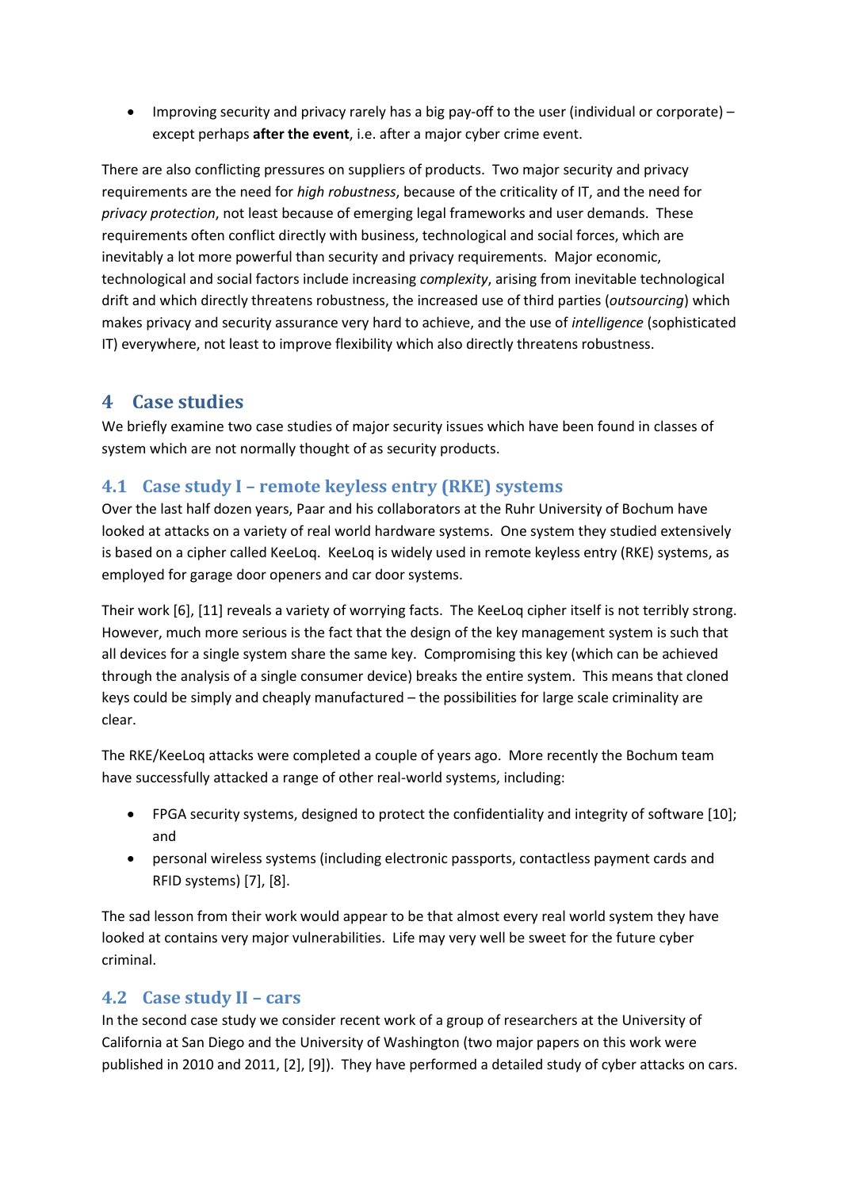- Improving security and privacy rarely has a big pay-off to the user (individual or corporate) – except perhaps **after the event**, i.e. after a major cyber crime event.

There are also conflicting pressures on suppliers of products. Two major security and privacy requirements are the need for *high robustness*, because of the criticality of IT, and the need for *privacy protection*, not least because of emerging legal frameworks and user demands. These requirements often conflict directly with business, technological and social forces, which are inevitably a lot more powerful than security and privacy requirements. Major economic, technological and social factors include increasing *complexity*, arising from inevitable technological drift and which directly threatens robustness, the increased use of third parties (*outsourcing*) which makes privacy and security assurance very hard to achieve, and the use of *intelligence* (sophisticated IT) everywhere, not least to improve flexibility which also directly threatens robustness.

## 4 Case studies

We briefly examine two case studies of major security issues which have been found in classes of system which are not normally thought of as security products.

### 4.1 Case study I – remote keyless entry (RKE) systems

Over the last half dozen years, Paar and his collaborators at the Ruhr University of Bochum have looked at attacks on a variety of real world hardware systems. One system they studied extensively is based on a cipher called KeeLoq. KeeLoq is widely used in remote keyless entry (RKE) systems, as employed for garage door openers and car door systems.

Their work [6], [11] reveals a variety of worrying facts. The KeeLoq cipher itself is not terribly strong. However, much more serious is the fact that the design of the key management system is such that all devices for a single system share the same key. Compromising this key (which can be achieved through the analysis of a single consumer device) breaks the entire system. This means that cloned keys could be simply and cheaply manufactured – the possibilities for large scale criminality are clear.

The RKE/KeeLoq attacks were completed a couple of years ago. More recently the Bochum team have successfully attacked a range of other real-world systems, including:

- FPGA security systems, designed to protect the confidentiality and integrity of software [10]; and
- personal wireless systems (including electronic passports, contactless payment cards and RFID systems) [7], [8].

The sad lesson from their work would appear to be that almost every real world system they have looked at contains very major vulnerabilities. Life may very well be sweet for the future cyber criminal.

### 4.2 Case study II – cars

In the second case study we consider recent work of a group of researchers at the University of California at San Diego and the University of Washington (two major papers on this work were published in 2010 and 2011, [2], [9]). They have performed a detailed study of cyber attacks on cars.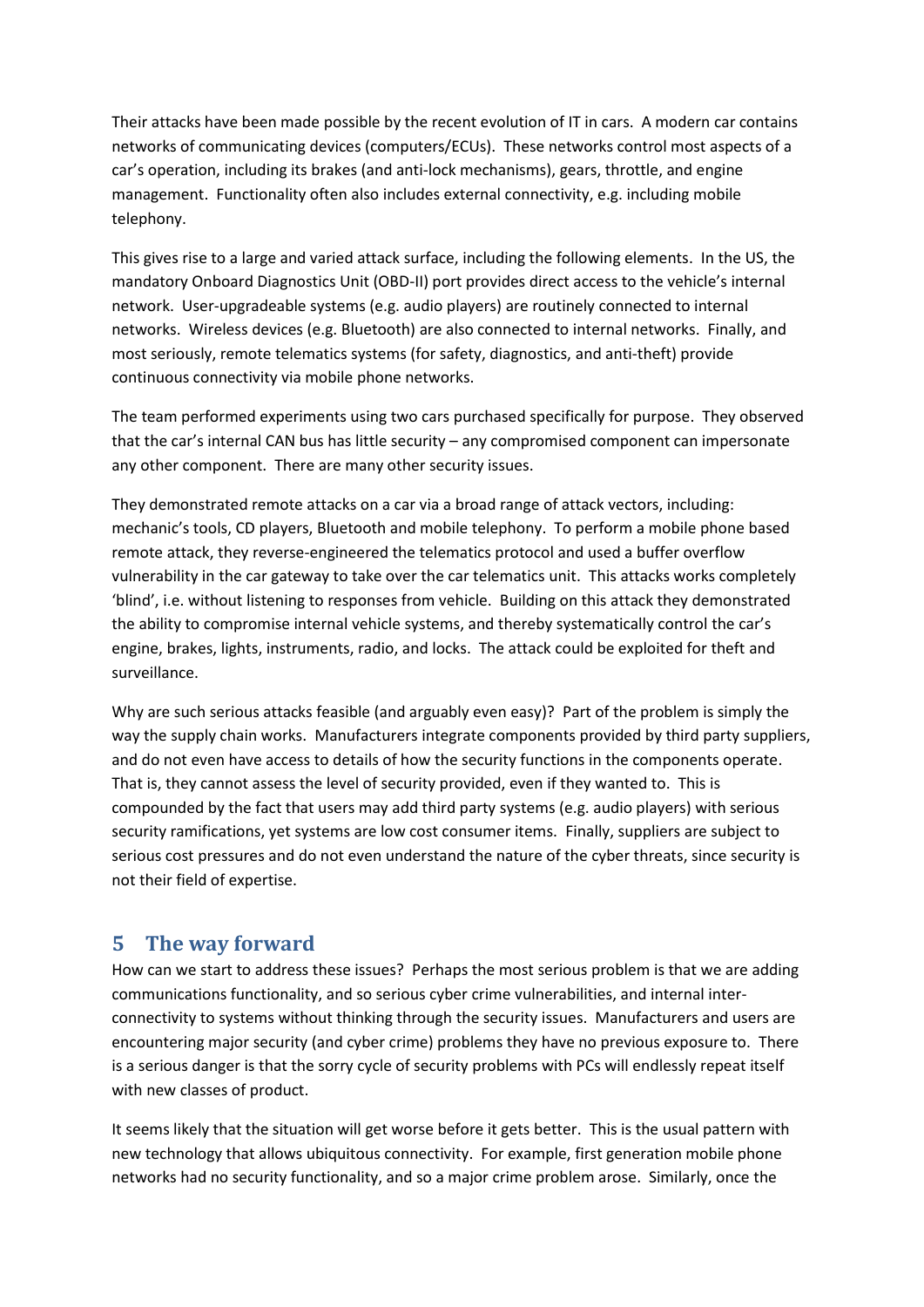Their attacks have been made possible by the recent evolution of IT in cars. A modern car contains networks of communicating devices (computers/ECUs). These networks control most aspects of a car's operation, including its brakes (and anti-lock mechanisms), gears, throttle, and engine management. Functionality often also includes external connectivity, e.g. including mobile telephony.

This gives rise to a large and varied attack surface, including the following elements. In the US, the mandatory Onboard Diagnostics Unit (OBD-II) port provides direct access to the vehicle's internal network. User-upgradeable systems (e.g. audio players) are routinely connected to internal networks. Wireless devices (e.g. Bluetooth) are also connected to internal networks. Finally, and most seriously, remote telematics systems (for safety, diagnostics, and anti-theft) provide continuous connectivity via mobile phone networks.

The team performed experiments using two cars purchased specifically for purpose. They observed that the car's internal CAN bus has little security – any compromised component can impersonate any other component. There are many other security issues.

They demonstrated remote attacks on a car via a broad range of attack vectors, including: mechanic's tools, CD players, Bluetooth and mobile telephony. To perform a mobile phone based remote attack, they reverse-engineered the telematics protocol and used a buffer overflow vulnerability in the car gateway to take over the car telematics unit. This attacks works completely 'blind', i.e. without listening to responses from vehicle. Building on this attack they demonstrated the ability to compromise internal vehicle systems, and thereby systematically control the car's engine, brakes, lights, instruments, radio, and locks. The attack could be exploited for theft and surveillance.

Why are such serious attacks feasible (and arguably even easy)? Part of the problem is simply the way the supply chain works. Manufacturers integrate components provided by third party suppliers, and do not even have access to details of how the security functions in the components operate. That is, they cannot assess the level of security provided, even if they wanted to. This is compounded by the fact that users may add third party systems (e.g. audio players) with serious security ramifications, yet systems are low cost consumer items. Finally, suppliers are subject to serious cost pressures and do not even understand the nature of the cyber threats, since security is not their field of expertise.

## 5 The way forward

How can we start to address these issues? Perhaps the most serious problem is that we are adding communications functionality, and so serious cyber crime vulnerabilities, and internal inter-connectivity to systems without thinking through the security issues. Manufacturers and users are encountering major security (and cyber crime) problems they have no previous exposure to. There is a serious danger is that the sorry cycle of security problems with PCs will endlessly repeat itself with new classes of product.

It seems likely that the situation will get worse before it gets better. This is the usual pattern with new technology that allows ubiquitous connectivity. For example, first generation mobile phone networks had no security functionality, and so a major crime problem arose. Similarly, once the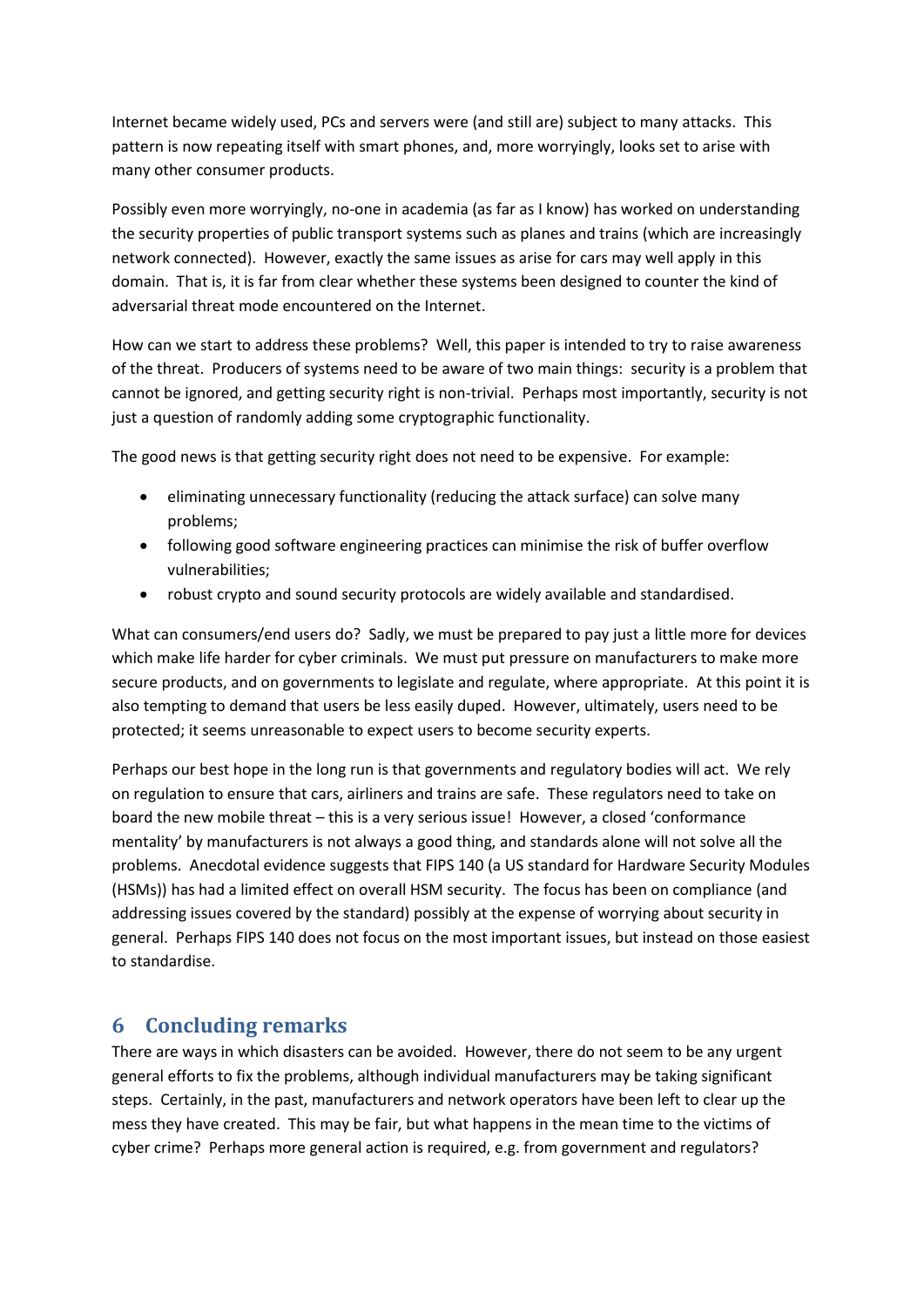Internet became widely used, PCs and servers were (and still are) subject to many attacks. This pattern is now repeating itself with smart phones, and, more worryingly, looks set to arise with many other consumer products.

Possibly even more worryingly, no-one in academia (as far as I know) has worked on understanding the security properties of public transport systems such as planes and trains (which are increasingly network connected). However, exactly the same issues as arise for cars may well apply in this domain. That is, it is far from clear whether these systems been designed to counter the kind of adversarial threat mode encountered on the Internet.

How can we start to address these problems? Well, this paper is intended to try to raise awareness of the threat. Producers of systems need to be aware of two main things: security is a problem that cannot be ignored, and getting security right is non-trivial. Perhaps most importantly, security is not just a question of randomly adding some cryptographic functionality.

The good news is that getting security right does not need to be expensive. For example:

- eliminating unnecessary functionality (reducing the attack surface) can solve many problems;
- following good software engineering practices can minimise the risk of buffer overflow vulnerabilities;
- robust crypto and sound security protocols are widely available and standardised.

What can consumers/end users do? Sadly, we must be prepared to pay just a little more for devices which make life harder for cyber criminals. We must put pressure on manufacturers to make more secure products, and on governments to legislate and regulate, where appropriate. At this point it is also tempting to demand that users be less easily duped. However, ultimately, users need to be protected; it seems unreasonable to expect users to become security experts.

Perhaps our best hope in the long run is that governments and regulatory bodies will act. We rely on regulation to ensure that cars, airliners and trains are safe. These regulators need to take on board the new mobile threat – this is a very serious issue! However, a closed 'conformance mentality' by manufacturers is not always a good thing, and standards alone will not solve all the problems. Anecdotal evidence suggests that FIPS 140 (a US standard for Hardware Security Modules (HSMs)) has had a limited effect on overall HSM security. The focus has been on compliance (and addressing issues covered by the standard) possibly at the expense of worrying about security in general. Perhaps FIPS 140 does not focus on the most important issues, but instead on those easiest to standardise.

## 6 Concluding remarks

There are ways in which disasters can be avoided. However, there do not seem to be any urgent general efforts to fix the problems, although individual manufacturers may be taking significant steps. Certainly, in the past, manufacturers and network operators have been left to clear up the mess they have created. This may be fair, but what happens in the mean time to the victims of cyber crime? Perhaps more general action is required, e.g. from government and regulators?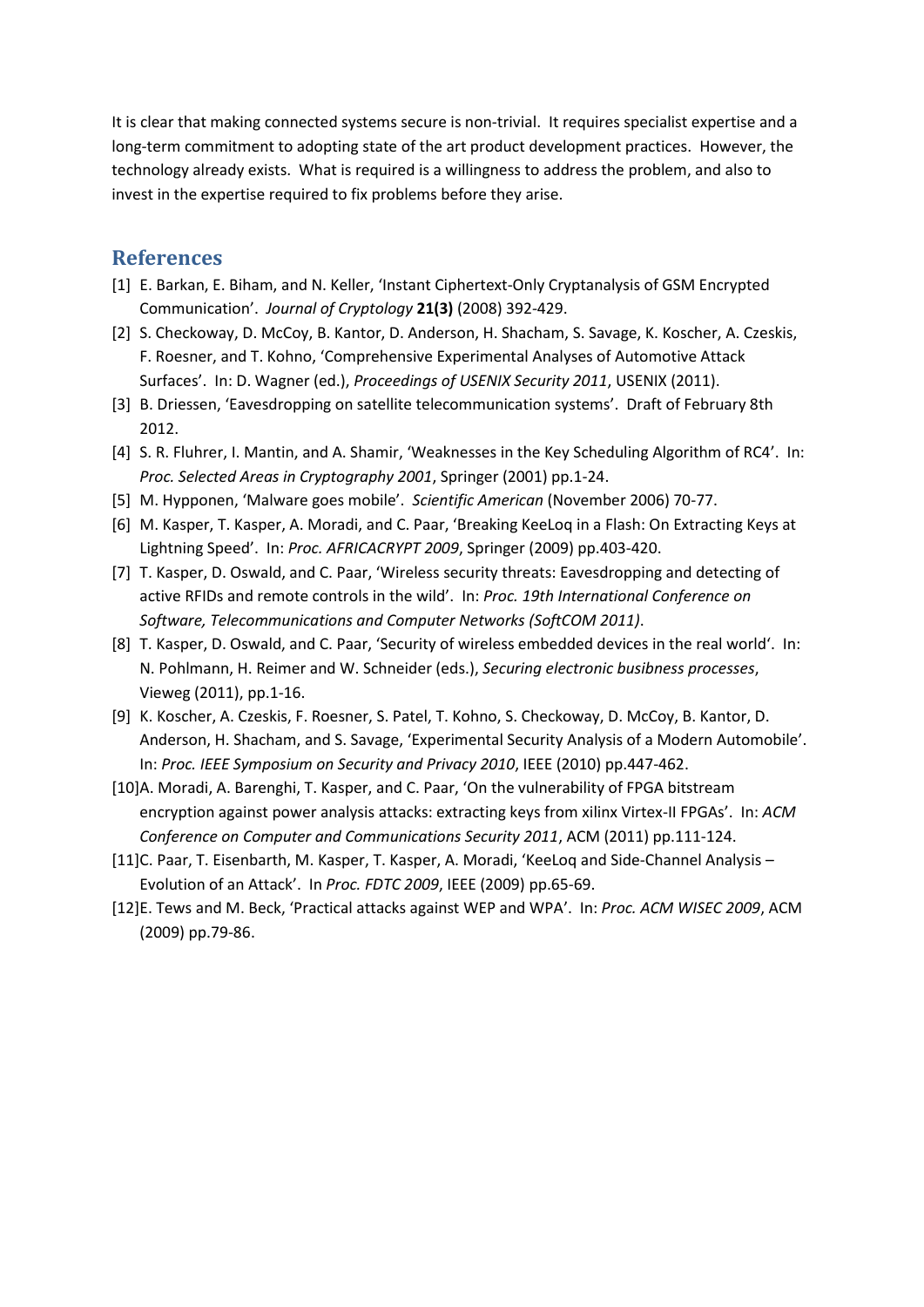It is clear that making connected systems secure is non-trivial. It requires specialist expertise and a long-term commitment to adopting state of the art product development practices. However, the technology already exists. What is required is a willingness to address the problem, and also to invest in the expertise required to fix problems before they arise.

## References

[1] E. Barkan, E. Biham, and N. Keller, 'Instant Ciphertext-Only Cryptanalysis of GSM Encrypted Communication'. *Journal of Cryptology* **21(3)** (2008) 392-429.

[2] S. Checkoway, D. McCoy, B. Kantor, D. Anderson, H. Shacham, S. Savage, K. Koscher, A. Czeskis, F. Roesner, and T. Kohno, 'Comprehensive Experimental Analyses of Automotive Attack Surfaces'. In: D. Wagner (ed.), *Proceedings of USENIX Security 2011*, USENIX (2011).

[3] B. Driessen, 'Eavesdropping on satellite telecommunication systems'. Draft of February 8th 2012.

[4] S. R. Fluhrer, I. Mantin, and A. Shamir, 'Weaknesses in the Key Scheduling Algorithm of RC4'. In: *Proc. Selected Areas in Cryptography 2001*, Springer (2001) pp.1-24.

[5] M. Hypponen, 'Malware goes mobile'. *Scientific American* (November 2006) 70-77.

[6] M. Kasper, T. Kasper, A. Moradi, and C. Paar, 'Breaking KeeLoq in a Flash: On Extracting Keys at Lightning Speed'. In: *Proc. AFRICACRYPT 2009*, Springer (2009) pp.403-420.

[7] T. Kasper, D. Oswald, and C. Paar, 'Wireless security threats: Eavesdropping and detecting of active RFIDs and remote controls in the wild'. In: *Proc. 19th International Conference on Software, Telecommunications and Computer Networks (SoftCOM 2011)*.

[8] T. Kasper, D. Oswald, and C. Paar, 'Security of wireless embedded devices in the real world'. In: N. Pohlmann, H. Reimer and W. Schneider (eds.), *Securing electronic busibness processes*, Vieweg (2011), pp.1-16.

[9] K. Koscher, A. Czeskis, F. Roesner, S. Patel, T. Kohno, S. Checkoway, D. McCoy, B. Kantor, D. Anderson, H. Shacham, and S. Savage, 'Experimental Security Analysis of a Modern Automobile'. In: *Proc. IEEE Symposium on Security and Privacy 2010*, IEEE (2010) pp.447-462.

[10] A. Moradi, A. Barenghi, T. Kasper, and C. Paar, 'On the vulnerability of FPGA bitstream encryption against power analysis attacks: extracting keys from xilinx Virtex-II FPGAs'. In: *ACM Conference on Computer and Communications Security 2011*, ACM (2011) pp.111-124.

[11] C. Paar, T. Eisenbarth, M. Kasper, T. Kasper, A. Moradi, 'KeeLoq and Side-Channel Analysis – Evolution of an Attack'. In *Proc. FDTC 2009*, IEEE (2009) pp.65-69.

[12] E. Tews and M. Beck, 'Practical attacks against WEP and WPA'. In: *Proc. ACM WISEC 2009*, ACM (2009) pp.79-86.